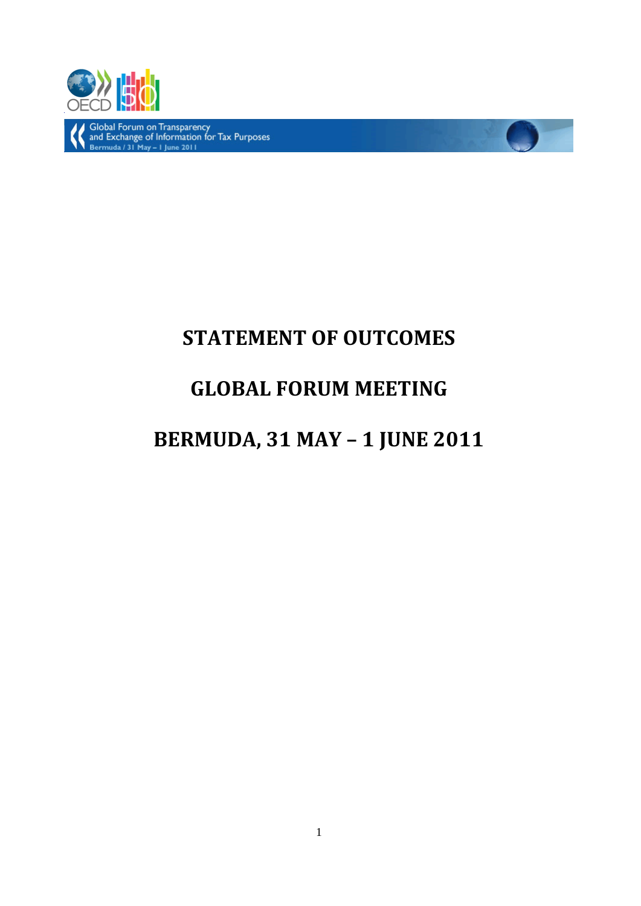Global Forum on Transparency and Exchange of Information for Tax Purposes
Bermuda / 31 May – 1 June 2011

# STATEMENT OF OUTCOMES

# GLOBAL FORUM MEETING

# BERMUDA, 31 MAY – 1 JUNE 2011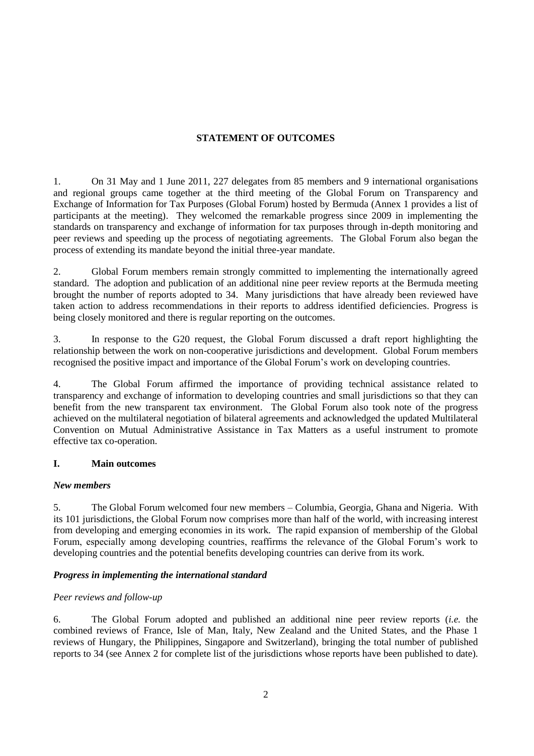## STATEMENT OF OUTCOMES

1. On 31 May and 1 June 2011, 227 delegates from 85 members and 9 international organisations and regional groups came together at the third meeting of the Global Forum on Transparency and Exchange of Information for Tax Purposes (Global Forum) hosted by Bermuda (Annex 1 provides a list of participants at the meeting). They welcomed the remarkable progress since 2009 in implementing the standards on transparency and exchange of information for tax purposes through in-depth monitoring and peer reviews and speeding up the process of negotiating agreements. The Global Forum also began the process of extending its mandate beyond the initial three-year mandate.

2. Global Forum members remain strongly committed to implementing the internationally agreed standard. The adoption and publication of an additional nine peer review reports at the Bermuda meeting brought the number of reports adopted to 34. Many jurisdictions that have already been reviewed have taken action to address recommendations in their reports to address identified deficiencies. Progress is being closely monitored and there is regular reporting on the outcomes.

3. In response to the G20 request, the Global Forum discussed a draft report highlighting the relationship between the work on non-cooperative jurisdictions and development. Global Forum members recognised the positive impact and importance of the Global Forum's work on developing countries.

4. The Global Forum affirmed the importance of providing technical assistance related to transparency and exchange of information to developing countries and small jurisdictions so that they can benefit from the new transparent tax environment. The Global Forum also took note of the progress achieved on the multilateral negotiation of bilateral agreements and acknowledged the updated Multilateral Convention on Mutual Administrative Assistance in Tax Matters as a useful instrument to promote effective tax co-operation.

### I. Main outcomes

#### *New members*

5. The Global Forum welcomed four new members – Columbia, Georgia, Ghana and Nigeria. With its 101 jurisdictions, the Global Forum now comprises more than half of the world, with increasing interest from developing and emerging economies in its work. The rapid expansion of membership of the Global Forum, especially among developing countries, reaffirms the relevance of the Global Forum's work to developing countries and the potential benefits developing countries can derive from its work.

#### *Progress in implementing the international standard*

##### *Peer reviews and follow-up*

6. The Global Forum adopted and published an additional nine peer review reports (*i.e.* the combined reviews of France, Isle of Man, Italy, New Zealand and the United States, and the Phase 1 reviews of Hungary, the Philippines, Singapore and Switzerland), bringing the total number of published reports to 34 (see Annex 2 for complete list of the jurisdictions whose reports have been published to date).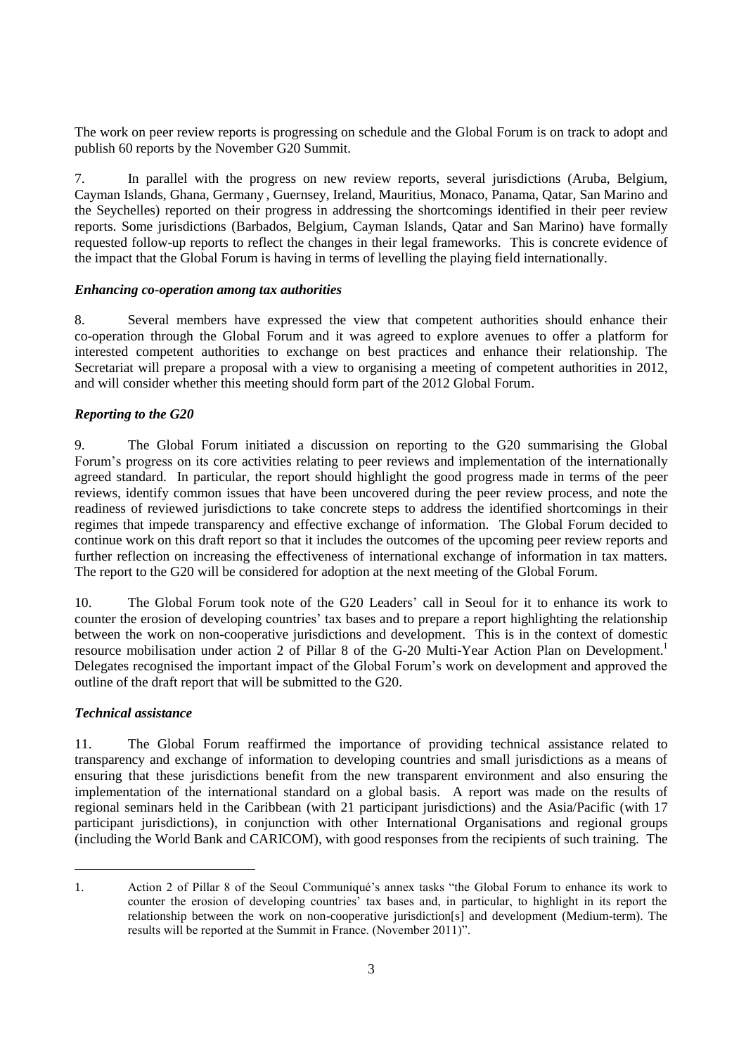The work on peer review reports is progressing on schedule and the Global Forum is on track to adopt and publish 60 reports by the November G20 Summit.

7. In parallel with the progress on new review reports, several jurisdictions (Aruba, Belgium, Cayman Islands, Ghana, Germany , Guernsey, Ireland, Mauritius, Monaco, Panama, Qatar, San Marino and the Seychelles) reported on their progress in addressing the shortcomings identified in their peer review reports. Some jurisdictions (Barbados, Belgium, Cayman Islands, Qatar and San Marino) have formally requested follow-up reports to reflect the changes in their legal frameworks. This is concrete evidence of the impact that the Global Forum is having in terms of levelling the playing field internationally.

### *Enhancing co-operation among tax authorities*

8. Several members have expressed the view that competent authorities should enhance their co-operation through the Global Forum and it was agreed to explore avenues to offer a platform for interested competent authorities to exchange on best practices and enhance their relationship. The Secretariat will prepare a proposal with a view to organising a meeting of competent authorities in 2012, and will consider whether this meeting should form part of the 2012 Global Forum.

### *Reporting to the G20*

9. The Global Forum initiated a discussion on reporting to the G20 summarising the Global Forum's progress on its core activities relating to peer reviews and implementation of the internationally agreed standard. In particular, the report should highlight the good progress made in terms of the peer reviews, identify common issues that have been uncovered during the peer review process, and note the readiness of reviewed jurisdictions to take concrete steps to address the identified shortcomings in their regimes that impede transparency and effective exchange of information. The Global Forum decided to continue work on this draft report so that it includes the outcomes of the upcoming peer review reports and further reflection on increasing the effectiveness of international exchange of information in tax matters. The report to the G20 will be considered for adoption at the next meeting of the Global Forum.

10. The Global Forum took note of the G20 Leaders' call in Seoul for it to enhance its work to counter the erosion of developing countries' tax bases and to prepare a report highlighting the relationship between the work on non-cooperative jurisdictions and development. This is in the context of domestic resource mobilisation under action 2 of Pillar 8 of the G-20 Multi-Year Action Plan on Development.[1] Delegates recognised the important impact of the Global Forum's work on development and approved the outline of the draft report that will be submitted to the G20.

### *Technical assistance*

11. The Global Forum reaffirmed the importance of providing technical assistance related to transparency and exchange of information to developing countries and small jurisdictions as a means of ensuring that these jurisdictions benefit from the new transparent environment and also ensuring the implementation of the international standard on a global basis. A report was made on the results of regional seminars held in the Caribbean (with 21 participant jurisdictions) and the Asia/Pacific (with 17 participant jurisdictions), in conjunction with other International Organisations and regional groups (including the World Bank and CARICOM), with good responses from the recipients of such training. The

---

1. Action 2 of Pillar 8 of the Seoul Communiqué's annex tasks "the Global Forum to enhance its work to counter the erosion of developing countries' tax bases and, in particular, to highlight in its report the relationship between the work on non-cooperative jurisdiction[s] and development (Medium-term). The results will be reported at the Summit in France. (November 2011)".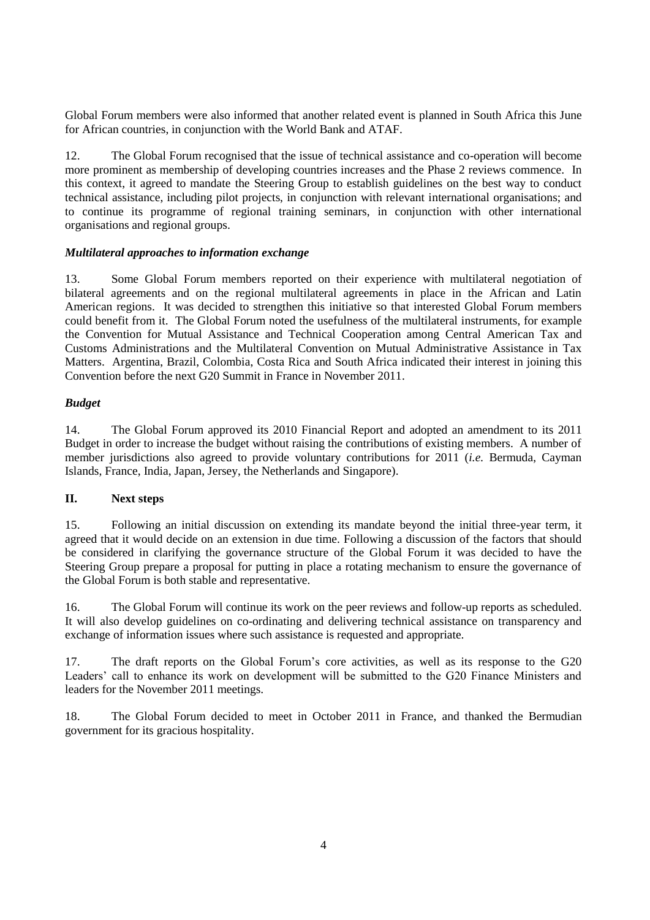Global Forum members were also informed that another related event is planned in South Africa this June for African countries, in conjunction with the World Bank and ATAF.

12. The Global Forum recognised that the issue of technical assistance and co-operation will become more prominent as membership of developing countries increases and the Phase 2 reviews commence. In this context, it agreed to mandate the Steering Group to establish guidelines on the best way to conduct technical assistance, including pilot projects, in conjunction with relevant international organisations; and to continue its programme of regional training seminars, in conjunction with other international organisations and regional groups.

### *Multilateral approaches to information exchange*

13. Some Global Forum members reported on their experience with multilateral negotiation of bilateral agreements and on the regional multilateral agreements in place in the African and Latin American regions. It was decided to strengthen this initiative so that interested Global Forum members could benefit from it. The Global Forum noted the usefulness of the multilateral instruments, for example the Convention for Mutual Assistance and Technical Cooperation among Central American Tax and Customs Administrations and the Multilateral Convention on Mutual Administrative Assistance in Tax Matters. Argentina, Brazil, Colombia, Costa Rica and South Africa indicated their interest in joining this Convention before the next G20 Summit in France in November 2011.

### *Budget*

14. The Global Forum approved its 2010 Financial Report and adopted an amendment to its 2011 Budget in order to increase the budget without raising the contributions of existing members. A number of member jurisdictions also agreed to provide voluntary contributions for 2011 (*i.e.* Bermuda, Cayman Islands, France, India, Japan, Jersey, the Netherlands and Singapore).

## II. Next steps

15. Following an initial discussion on extending its mandate beyond the initial three-year term, it agreed that it would decide on an extension in due time. Following a discussion of the factors that should be considered in clarifying the governance structure of the Global Forum it was decided to have the Steering Group prepare a proposal for putting in place a rotating mechanism to ensure the governance of the Global Forum is both stable and representative.

16. The Global Forum will continue its work on the peer reviews and follow-up reports as scheduled. It will also develop guidelines on co-ordinating and delivering technical assistance on transparency and exchange of information issues where such assistance is requested and appropriate.

17. The draft reports on the Global Forum's core activities, as well as its response to the G20 Leaders' call to enhance its work on development will be submitted to the G20 Finance Ministers and leaders for the November 2011 meetings.

18. The Global Forum decided to meet in October 2011 in France, and thanked the Bermudian government for its gracious hospitality.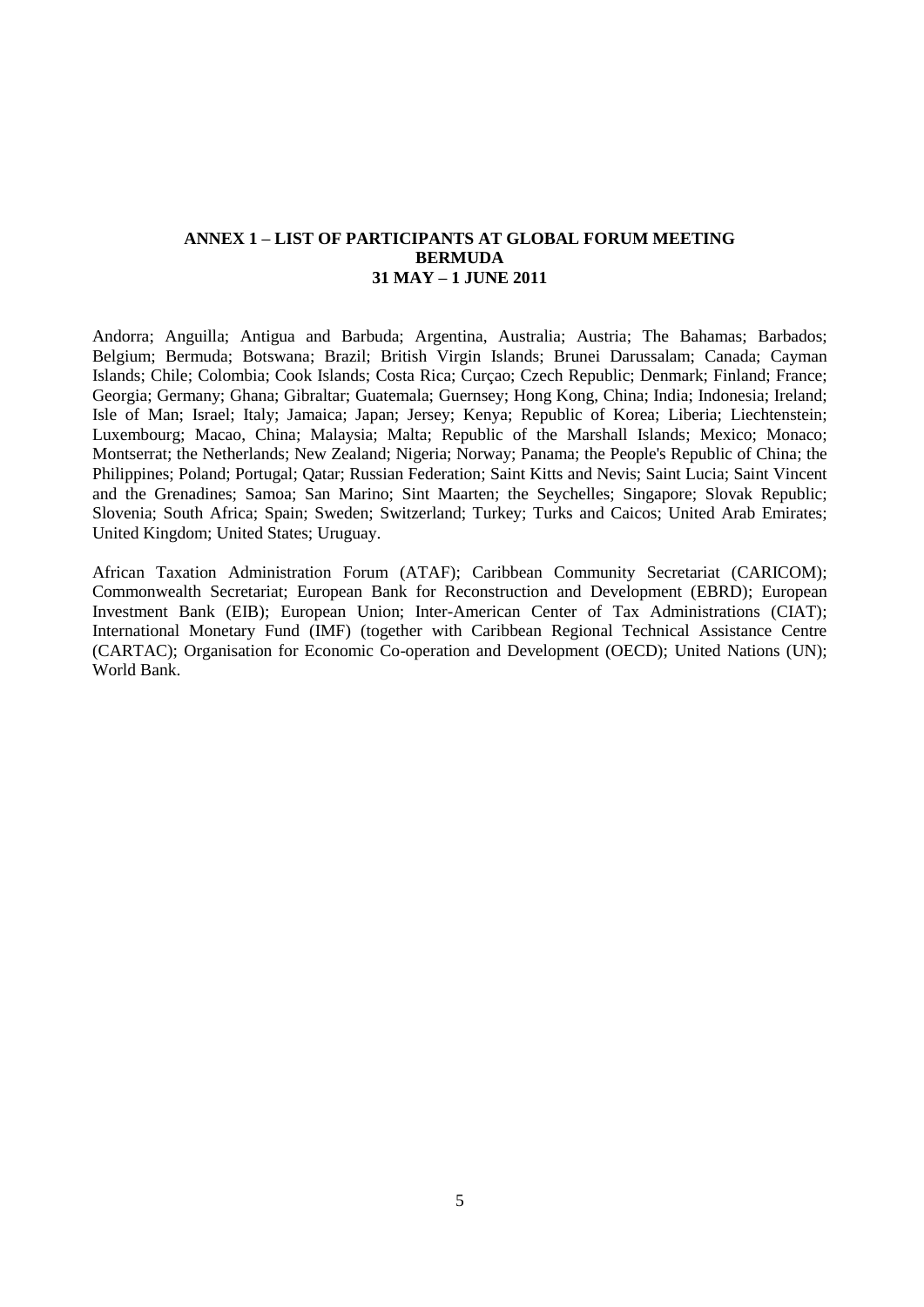**ANNEX 1 – LIST OF PARTICIPANTS AT GLOBAL FORUM MEETING**
**BERMUDA**
**31 MAY – 1 JUNE 2011**

Andorra; Anguilla; Antigua and Barbuda; Argentina, Australia; Austria; The Bahamas; Barbados; Belgium; Bermuda; Botswana; Brazil; British Virgin Islands; Brunei Darussalam; Canada; Cayman Islands; Chile; Colombia; Cook Islands; Costa Rica; Curçao; Czech Republic; Denmark; Finland; France; Georgia; Germany; Ghana; Gibraltar; Guatemala; Guernsey; Hong Kong, China; India; Indonesia; Ireland; Isle of Man; Israel; Italy; Jamaica; Japan; Jersey; Kenya; Republic of Korea; Liberia; Liechtenstein; Luxembourg; Macao, China; Malaysia; Malta; Republic of the Marshall Islands; Mexico; Monaco; Montserrat; the Netherlands; New Zealand; Nigeria; Norway; Panama; the People's Republic of China; the Philippines; Poland; Portugal; Qatar; Russian Federation; Saint Kitts and Nevis; Saint Lucia; Saint Vincent and the Grenadines; Samoa; San Marino; Sint Maarten; the Seychelles; Singapore; Slovak Republic; Slovenia; South Africa; Spain; Sweden; Switzerland; Turkey; Turks and Caicos; United Arab Emirates; United Kingdom; United States; Uruguay.

African Taxation Administration Forum (ATAF); Caribbean Community Secretariat (CARICOM); Commonwealth Secretariat; European Bank for Reconstruction and Development (EBRD); European Investment Bank (EIB); European Union; Inter-American Center of Tax Administrations (CIAT); International Monetary Fund (IMF) (together with Caribbean Regional Technical Assistance Centre (CARTAC); Organisation for Economic Co-operation and Development (OECD); United Nations (UN); World Bank.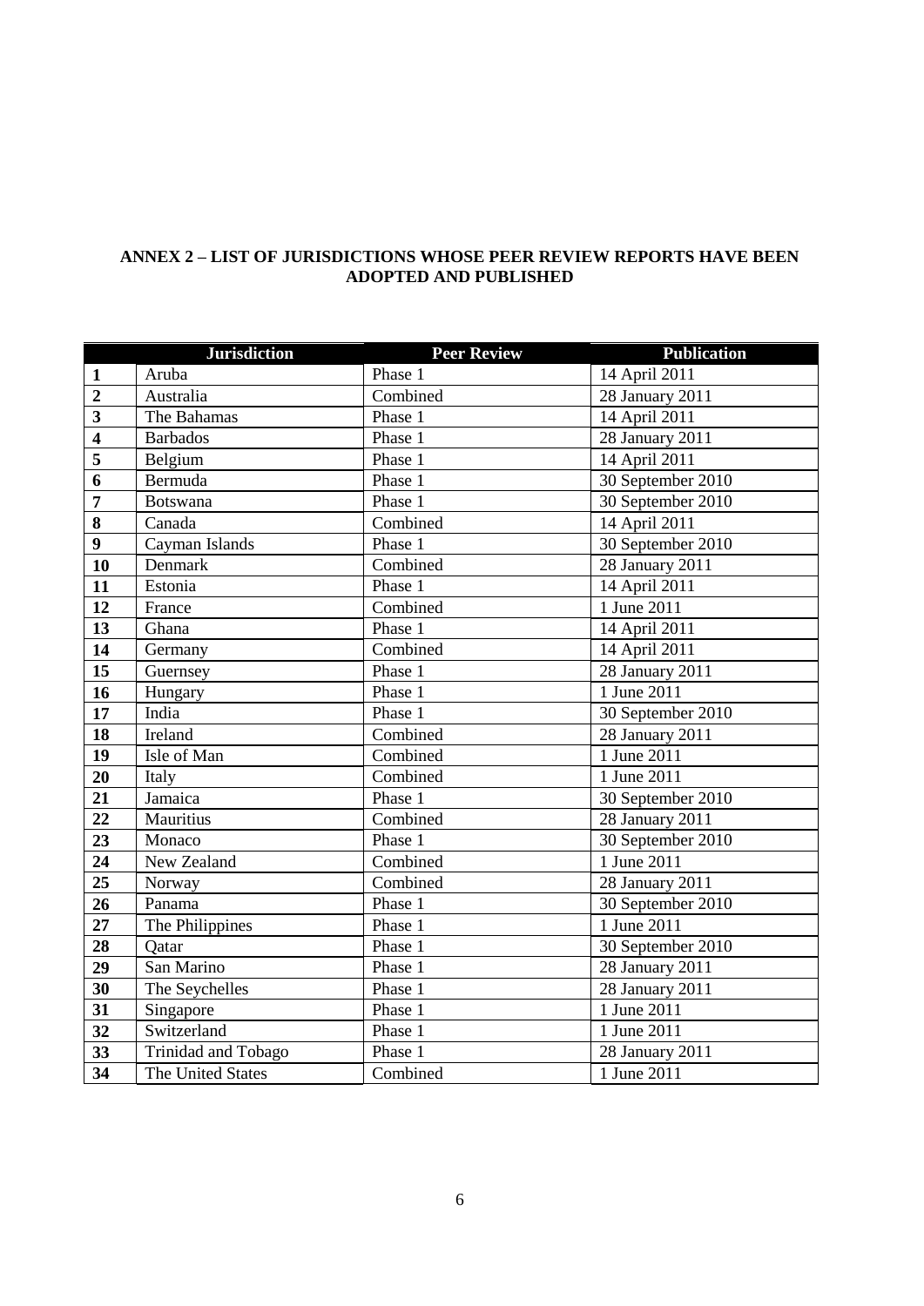**ANNEX 2 – LIST OF JURISDICTIONS WHOSE PEER REVIEW REPORTS HAVE BEEN ADOPTED AND PUBLISHED**

| | Jurisdiction | Peer Review | Publication |
|---|---|---|---|
| **1** | Aruba | Phase 1 | 14 April 2011 |
| **2** | Australia | Combined | 28 January 2011 |
| **3** | The Bahamas | Phase 1 | 14 April 2011 |
| **4** | Barbados | Phase 1 | 28 January 2011 |
| **5** | Belgium | Phase 1 | 14 April 2011 |
| **6** | Bermuda | Phase 1 | 30 September 2010 |
| **7** | Botswana | Phase 1 | 30 September 2010 |
| **8** | Canada | Combined | 14 April 2011 |
| **9** | Cayman Islands | Phase 1 | 30 September 2010 |
| **10** | Denmark | Combined | 28 January 2011 |
| **11** | Estonia | Phase 1 | 14 April 2011 |
| **12** | France | Combined | 1 June 2011 |
| **13** | Ghana | Phase 1 | 14 April 2011 |
| **14** | Germany | Combined | 14 April 2011 |
| **15** | Guernsey | Phase 1 | 28 January 2011 |
| **16** | Hungary | Phase 1 | 1 June 2011 |
| **17** | India | Phase 1 | 30 September 2010 |
| **18** | Ireland | Combined | 28 January 2011 |
| **19** | Isle of Man | Combined | 1 June 2011 |
| **20** | Italy | Combined | 1 June 2011 |
| **21** | Jamaica | Phase 1 | 30 September 2010 |
| **22** | Mauritius | Combined | 28 January 2011 |
| **23** | Monaco | Phase 1 | 30 September 2010 |
| **24** | New Zealand | Combined | 1 June 2011 |
| **25** | Norway | Combined | 28 January 2011 |
| **26** | Panama | Phase 1 | 30 September 2010 |
| **27** | The Philippines | Phase 1 | 1 June 2011 |
| **28** | Qatar | Phase 1 | 30 September 2010 |
| **29** | San Marino | Phase 1 | 28 January 2011 |
| **30** | The Seychelles | Phase 1 | 28 January 2011 |
| **31** | Singapore | Phase 1 | 1 June 2011 |
| **32** | Switzerland | Phase 1 | 1 June 2011 |
| **33** | Trinidad and Tobago | Phase 1 | 28 January 2011 |
| **34** | The United States | Combined | 1 June 2011 |